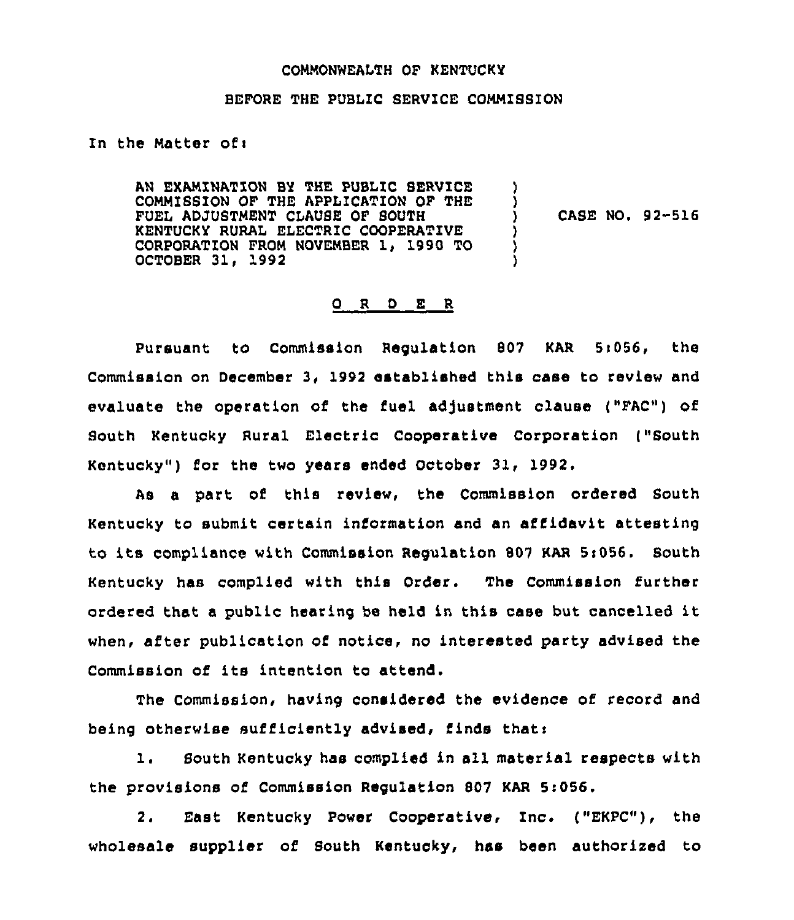COMMONWEALTH OF KENTUCKY

BEFORE THE PUBLIC SERVICE COMMISSION

In the Matter of:

AN EXAMINATION BY THE PUBLIC SERVICE COMMISSION OF THE APPLICATION OF THE FUEL ADJUSTMENT CLAUSE OF SOUTH KENTUCKY RURAL ELECTRIC COOPERATIVE CORPORATION FROM NOVEMBER 1, 1990 TO OCTOBER 31, 1992 ) CASE NO. 92-516

## O R D E R

Pursuant to Commission Regulation 807 KAR 5:056, the Commission on December 3, 1992 established this case to review and evaluate the operation of the fuel adjustment clause ("FAC") of South Kentucky Rural Electric Cooperative Corporation ("South Kentucky") for the two years ended October 31, 1992.

As a part of this review, the Commission ordered South Kentucky to submit certain information and an affidavit attesting to its compliance with Commission Regulation 807 KAR 5:056. South Kentucky has complied with this Order. The Commission further ordered that a public hearing be held in this case but cancelled it when, after publication of notice, no interested party advised the Commission of its intention to attend.

The Commission, having considered the evidence of record and being otherwise sufficiently advised, finds that:

1. South Kentucky has complied in all material respects with the provisions of Commission Regulation 807 KAR 5:056.

2. East Kentucky Power Cooperative, Inc. ("EKPC"), the wholesale supplier of South Kentucky, has been authorized to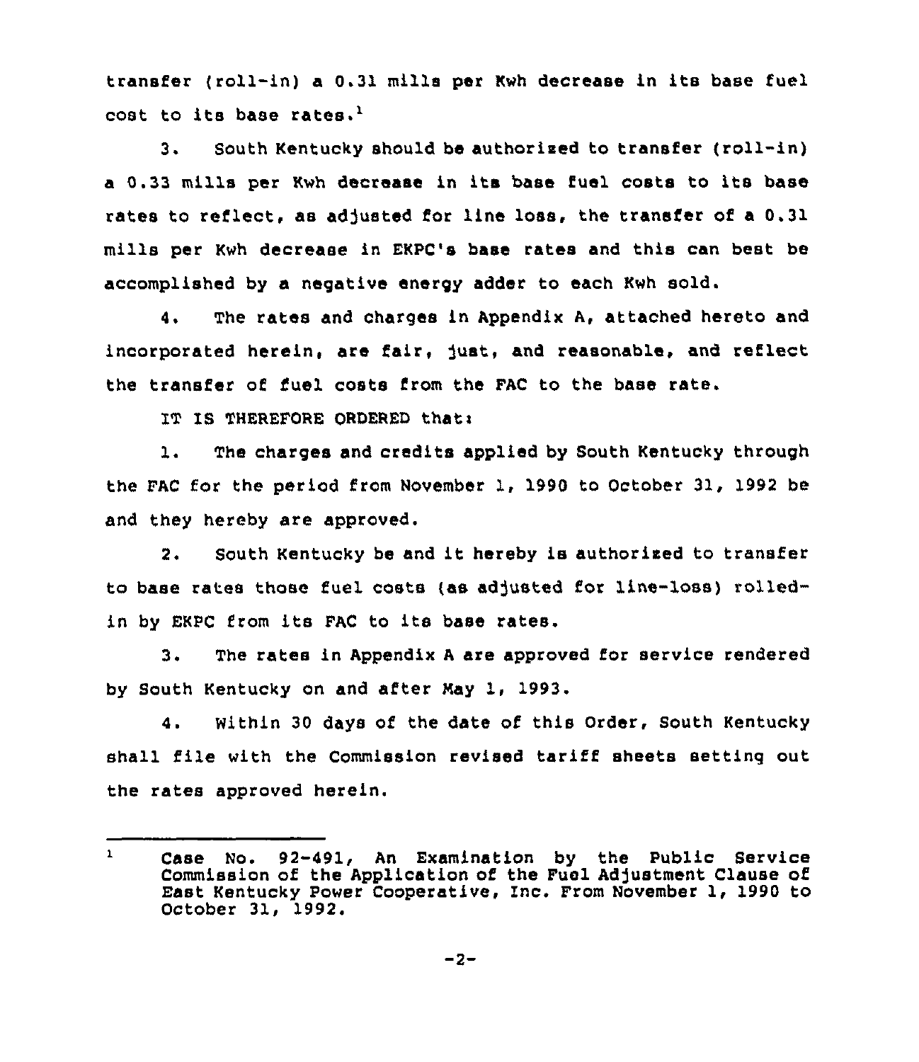transfer (roll-in) a 0.31 mills per Kwh decrease in its base fuel cost to its base rates.[1]

3. South Kentucky should be authorized to transfer (roll-in) a 0.33 mills per Kwh decrease in its base fuel costs to its base rates to reflect, as adjusted for line loss, the transfer of a 0.31 mills per Kwh decrease in EKPC's base rates and this can best be accomplished by a negative energy adder to each Kwh sold.

4. The rates and charges in Appendix A, attached hereto and incorporated herein, are fair, just, and reasonable, and reflect the transfer of fuel costs from the FAC to the base rate.

IT IS THEREFORE ORDERED that:

1. The charges and credits applied by South Kentucky through the FAC for the period from November 1, 1990 to October 31, 1992 be and they hereby are approved.

2. South Kentucky be and it hereby is authorized to transfer to base rates those fuel costs (as adjusted for line-loss) rolled-in by EKPC from its FAC to its base rates.

3. The rates in Appendix A are approved for service rendered by South Kentucky on and after May 1, 1993.

4. Within 30 days of the date of this Order, South Kentucky shall file with the Commission revised tariff sheets setting out the rates approved herein.

---

[1] Case No. 92-491, An Examination by the Public Service Commission of the Application of the Fuel Adjustment Clause of East Kentucky Power Cooperative, Inc. From November 1, 1990 to October 31, 1992.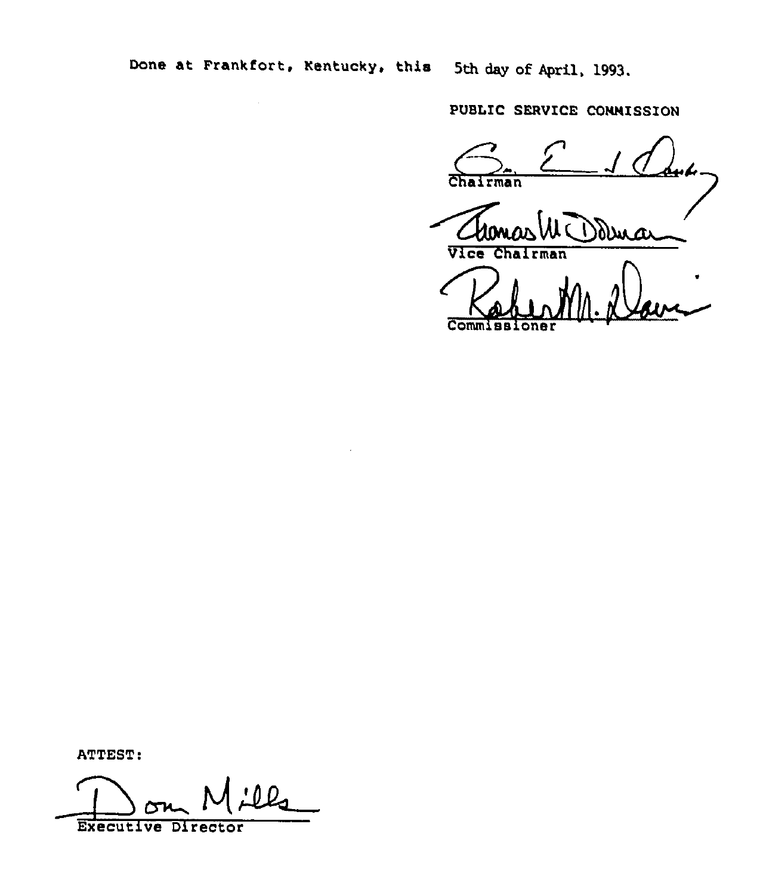Done at Frankfort, Kentucky, this 5th day of April, 1993.

PUBLIC SERVICE COMMISSION

Chairman

Vice Chairman

Commissioner

ATTEST:

Executive Director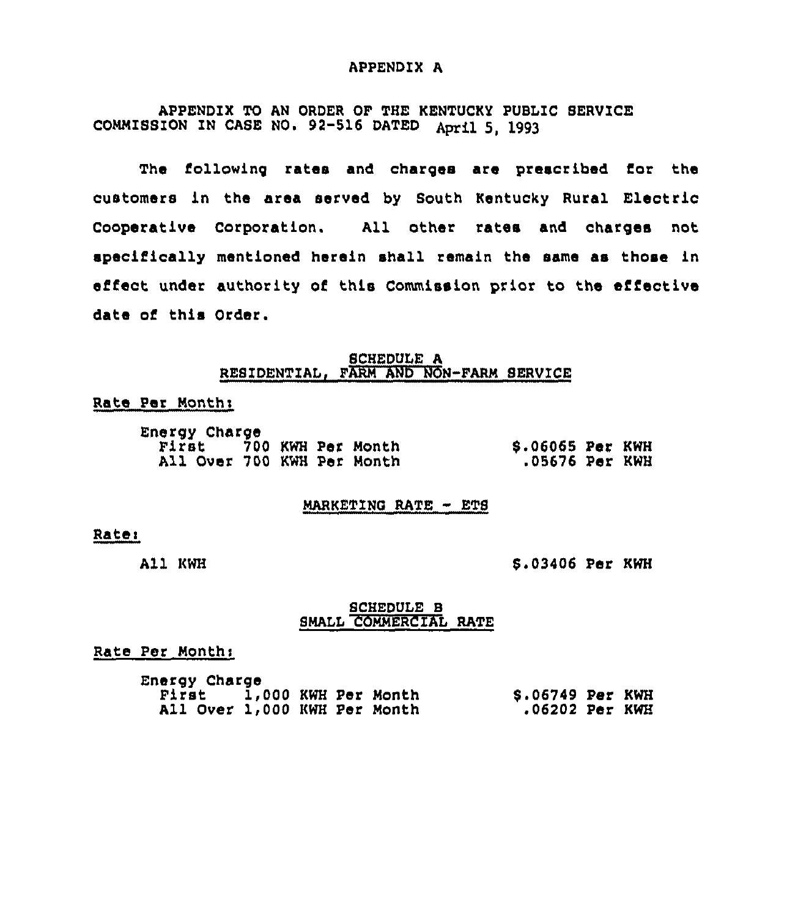# APPENDIX A

APPENDIX TO AN ORDER OF THE KENTUCKY PUBLIC SERVICE COMMISSION IN CASE NO. 92-516 DATED April 5, 1993

The following rates and charges are prescribed for the customers in the area served by South Kentucky Rural Electric Cooperative Corporation. All other rates and charges not specifically mentioned herein shall remain the same as those in effect under authority of this Commission prior to the effective date of this Order.

## SCHEDULE A
## RESIDENTIAL, FARM AND NON-FARM SERVICE

Rate Per Month:

| Energy Charge | |
|---|---|
| First 700 KWH Per Month | $.06065 Per KWH |
| All Over 700 KWH Per Month | .05676 Per KWH |

## MARKETING RATE - ETS

Rate:

| | |
|---|---|
| All KWH | $.03406 Per KWH |

## SCHEDULE B
## SMALL COMMERCIAL RATE

Rate Per Month:

| Energy Charge | |
|---|---|
| First 1,000 KWH Per Month | $.06749 Per KWH |
| All Over 1,000 KWH Per Month | .06202 Per KWH |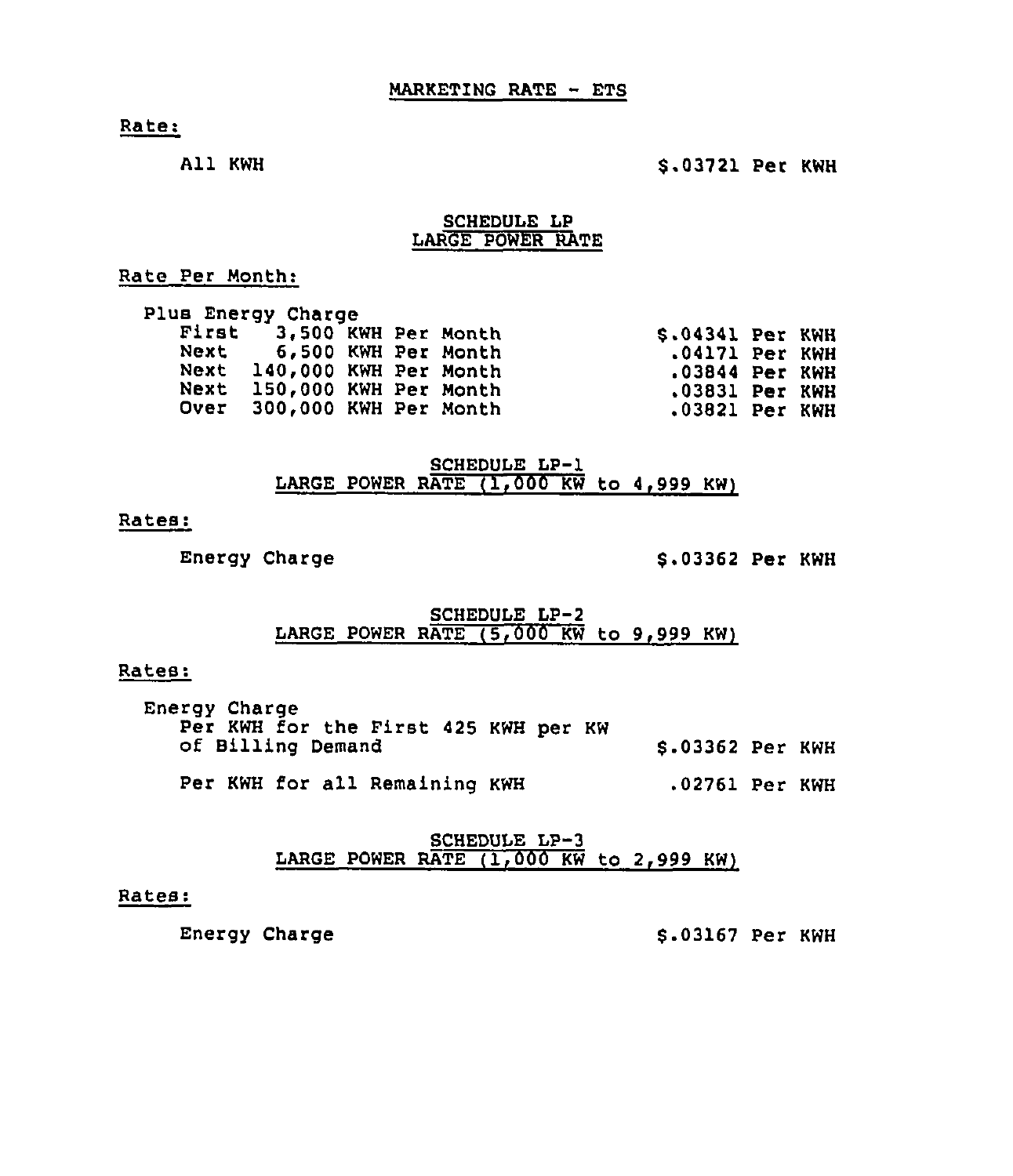## MARKETING RATE - ETS

Rate:

| | |
|---|---|
| All KWH | $.03721 Per KWH |

## SCHEDULE LP
## LARGE POWER RATE

Rate Per Month:

Plus Energy Charge

| | |
|---|---|
| First 3,500 KWH Per Month | $.04341 Per KWH |
| Next 6,500 KWH Per Month | .04171 Per KWH |
| Next 140,000 KWH Per Month | .03844 Per KWH |
| Next 150,000 KWH Per Month | .03831 Per KWH |
| Over 300,000 KWH Per Month | .03821 Per KWH |

## SCHEDULE LP-1
## LARGE POWER RATE (1,000 KW to 4,999 KW)

Rates:

| | |
|---|---|
| Energy Charge | $.03362 Per KWH |

## SCHEDULE LP-2
## LARGE POWER RATE (5,000 KW to 9,999 KW)

Rates:

Energy Charge

| | |
|---|---|
| Per KWH for the First 425 KWH per KW of Billing Demand | $.03362 Per KWH |
| Per KWH for all Remaining KWH | .02761 Per KWH |

## SCHEDULE LP-3
## LARGE POWER RATE (1,000 KW to 2,999 KW)

Rates:

| | |
|---|---|
| Energy Charge | $.03167 Per KWH |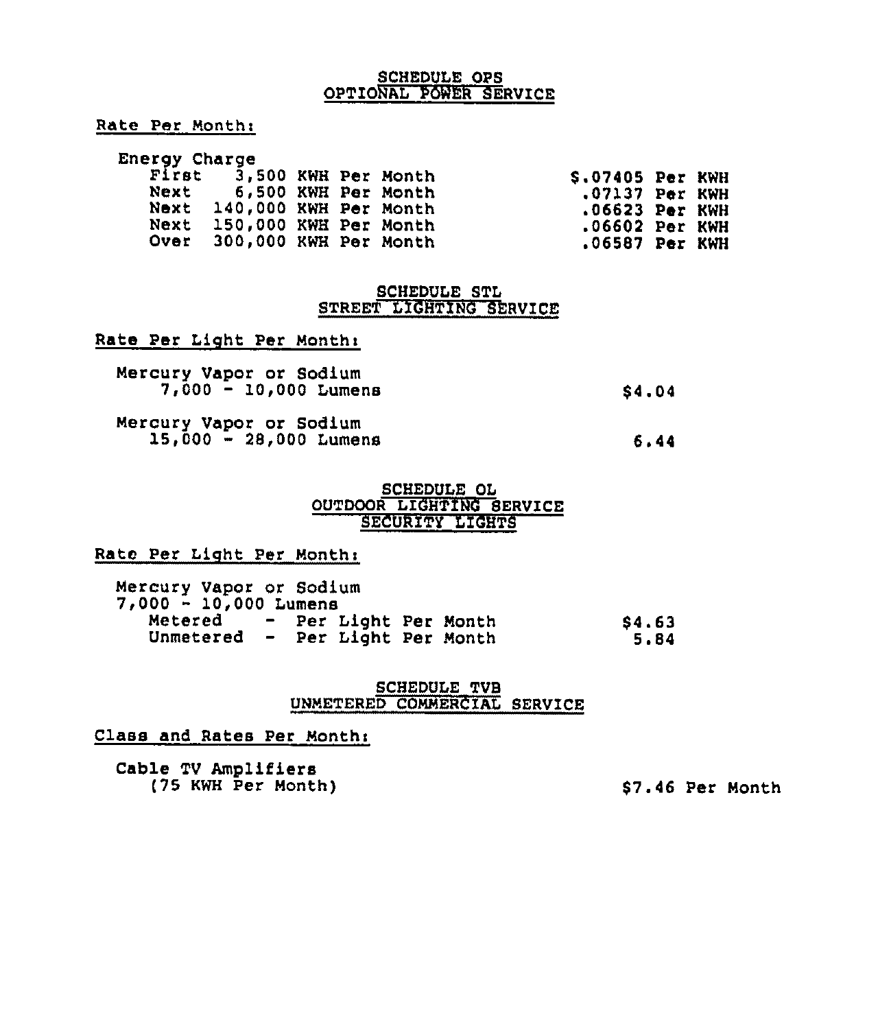## SCHEDULE OPS
## OPTIONAL POWER SERVICE

Rate Per Month:

Energy Charge

| | | |
|---|---|---|
| First | 3,500 KWH Per Month | $.07405 Per KWH |
| Next | 6,500 KWH Per Month | .07137 Per KWH |
| Next | 140,000 KWH Per Month | .06623 Per KWH |
| Next | 150,000 KWH Per Month | .06602 Per KWH |
| Over | 300,000 KWH Per Month | .06587 Per KWH |

## SCHEDULE STL
## STREET LIGHTING SERVICE

Rate Per Light Per Month:

| | |
|---|---|
| Mercury Vapor or Sodium 7,000 - 10,000 Lumens | $4.04 |
| Mercury Vapor or Sodium 15,000 - 28,000 Lumens | 6.44 |

## SCHEDULE OL
## OUTDOOR LIGHTING SERVICE
## SECURITY LIGHTS

Rate Per Light Per Month:

Mercury Vapor or Sodium
7,000 - 10,000 Lumens

| | |
|---|---|
| Metered - Per Light Per Month | $4.63 |
| Unmetered - Per Light Per Month | 5.84 |

## SCHEDULE TVB
## UNMETERED COMMERCIAL SERVICE

Class and Rates Per Month:

| | |
|---|---|
| Cable TV Amplifiers (75 KWH Per Month) | $7.46 Per Month |